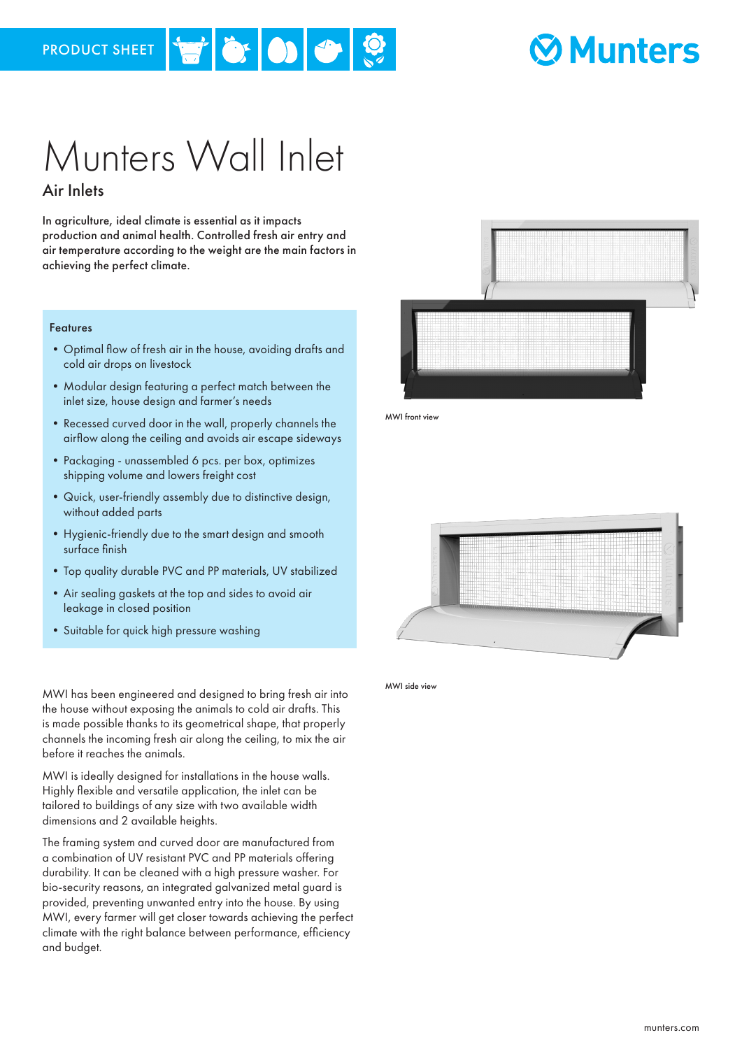PRODUCT SHEET

Munters

# Munters Wall Inlet

## Air Inlets

In agriculture, ideal climate is essential as it impacts production and animal health. Controlled fresh air entry and air temperature according to the weight are the main factors in achieving the perfect climate.

### Features

- Optimal flow of fresh air in the house, avoiding drafts and cold air drops on livestock
- Modular design featuring a perfect match between the inlet size, house design and farmer's needs
- Recessed curved door in the wall, properly channels the airflow along the ceiling and avoids air escape sideways
- Packaging - unassembled 6 pcs. per box, optimizes shipping volume and lowers freight cost
- Quick, user-friendly assembly due to distinctive design, without added parts
- Hygienic-friendly due to the smart design and smooth surface finish
- Top quality durable PVC and PP materials, UV stabilized
- Air sealing gaskets at the top and sides to avoid air leakage in closed position
- Suitable for quick high pressure washing

MWI front view

MWI side view

MWI has been engineered and designed to bring fresh air into the house without exposing the animals to cold air drafts. This is made possible thanks to its geometrical shape, that properly channels the incoming fresh air along the ceiling, to mix the air before it reaches the animals.

MWI is ideally designed for installations in the house walls. Highly flexible and versatile application, the inlet can be tailored to buildings of any size with two available width dimensions and 2 available heights.

The framing system and curved door are manufactured from a combination of UV resistant PVC and PP materials offering durability. It can be cleaned with a high pressure washer. For bio-security reasons, an integrated galvanized metal guard is provided, preventing unwanted entry into the house. By using MWI, every farmer will get closer towards achieving the perfect climate with the right balance between performance, efficiency and budget.

munters.com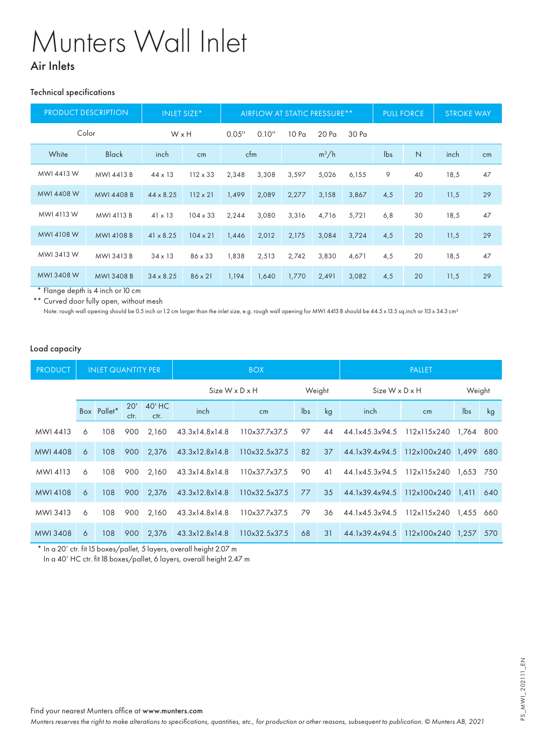# Munters Wall Inlet

## Air Inlets

### Technical specifications

| PRODUCT DESCRIPTION | | INLET SIZE* | | AIRFLOW AT STATIC PRESSURE** | | | | | PULL FORCE | | STROKE WAY | |
|---|---|---|---|---|---|---|---|---|---|---|---|---|
| Color | | W x H | | 0.05" | 0.10" | 10 Pa | 20 Pa | 30 Pa | | | | |
| White | Black | inch | cm | cfm | | $m^3/h$ | | | lbs | N | inch | cm |
| MWI 4413 W | MWI 4413 B | 44 x 13 | 112 x 33 | 2,348 | 3,308 | 3,597 | 5,026 | 6,155 | 9 | 40 | 18,5 | 47 |
| MWI 4408 W | MWI 4408 B | 44 x 8.25 | 112 x 21 | 1,499 | 2,089 | 2,277 | 3,158 | 3,867 | 4,5 | 20 | 11,5 | 29 |
| MWI 4113 W | MWI 4113 B | 41 x 13 | 104 x 33 | 2,244 | 3,080 | 3,316 | 4,716 | 5,721 | 6,8 | 30 | 18,5 | 47 |
| MWI 4108 W | MWI 4108 B | 41 x 8.25 | 104 x 21 | 1,446 | 2,012 | 2,175 | 3,084 | 3,724 | 4,5 | 20 | 11,5 | 29 |
| MWI 3413 W | MWI 3413 B | 34 x 13 | 86 x 33 | 1,838 | 2,513 | 2,742 | 3,830 | 4,671 | 4,5 | 20 | 18,5 | 47 |
| MWI 3408 W | MWI 3408 B | 34 x 8.25 | 86 x 21 | 1,194 | 1,640 | 1,770 | 2,491 | 3,082 | 4,5 | 20 | 11,5 | 29 |

\* Flange depth is 4 inch or 10 cm

** Curved door fully open, without mesh

Note: rough wall opening should be 0.5 inch or 1.2 cm larger than the inlet size, e.g. rough wall opening for MWI 4413 B should be 44.5 x 13.5 sq.inch or 113 x 34.3 $cm^2$

### Load capacity

| PRODUCT | INLET QUANTITY PER | | | | BOX | | | | PALLET | | | |
|---|---|---|---|---|---|---|---|---|---|---|---|---|
| | | | | | Size W x D x H | | Weight | | Size W x D x H | | Weight | |
| | Box | Pallet* | 20' ctr. | 40' HC ctr. | inch | cm | lbs | kg | inch | cm | lbs | kg |
| MWI 4413 | 6 | 108 | 900 | 2,160 | 43.3x14.8x14.8 | 110x37.7x37.5 | 97 | 44 | 44.1x45.3x94.5 | 112x115x240 | 1,764 | 800 |
| MWI 4408 | 6 | 108 | 900 | 2,376 | 43.3x12.8x14.8 | 110x32.5x37.5 | 82 | 37 | 44.1x39.4x94.5 | 112x100x240 | 1,499 | 680 |
| MWI 4113 | 6 | 108 | 900 | 2,160 | 43.3x14.8x14.8 | 110x37.7x37.5 | 90 | 41 | 44.1x45.3x94.5 | 112x115x240 | 1,653 | 750 |
| MWI 4108 | 6 | 108 | 900 | 2,376 | 43.3x12.8x14.8 | 110x32.5x37.5 | 77 | 35 | 44.1x39.4x94.5 | 112x100x240 | 1,411 | 640 |
| MWI 3413 | 6 | 108 | 900 | 2,160 | 43.3x14.8x14.8 | 110x37.7x37.5 | 79 | 36 | 44.1x45.3x94.5 | 112x115x240 | 1,455 | 660 |
| MWI 3408 | 6 | 108 | 900 | 2,376 | 43.3x12.8x14.8 | 110x32.5x37.5 | 68 | 31 | 44.1x39.4x94.5 | 112x100x240 | 1,257 | 570 |

\* In a 20' ctr. fit 15 boxes/pallet, 5 layers, overall height 2.07 m
In a 40' HC ctr. fit 18 boxes/pallet, 6 layers, overall height 2.47 m

Find your nearest Munters office at **www.munters.com**

*Munters reserves the right to make alterations to specifications, quantities, etc., for production or other reasons, subsequent to publication. © Munters AB, 2021*

PS_MWI_202111_EN